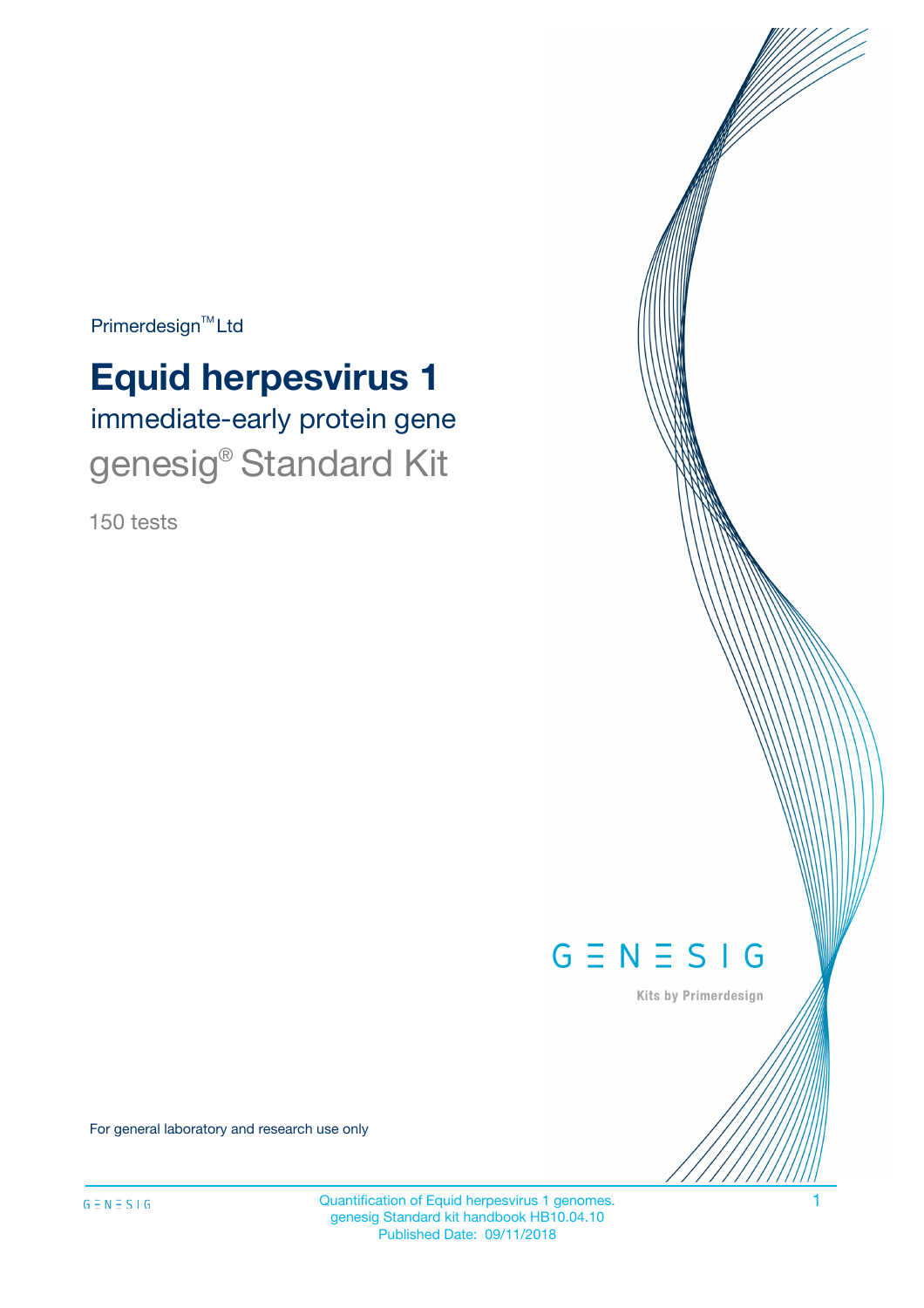Primerdesign™ Ltd

# Equid herpesvirus 1

## immediate-early protein gene

## genesig® Standard Kit

150 tests

G Ξ N Ξ S I G

Kits by Primerdesign

For general laboratory and research use only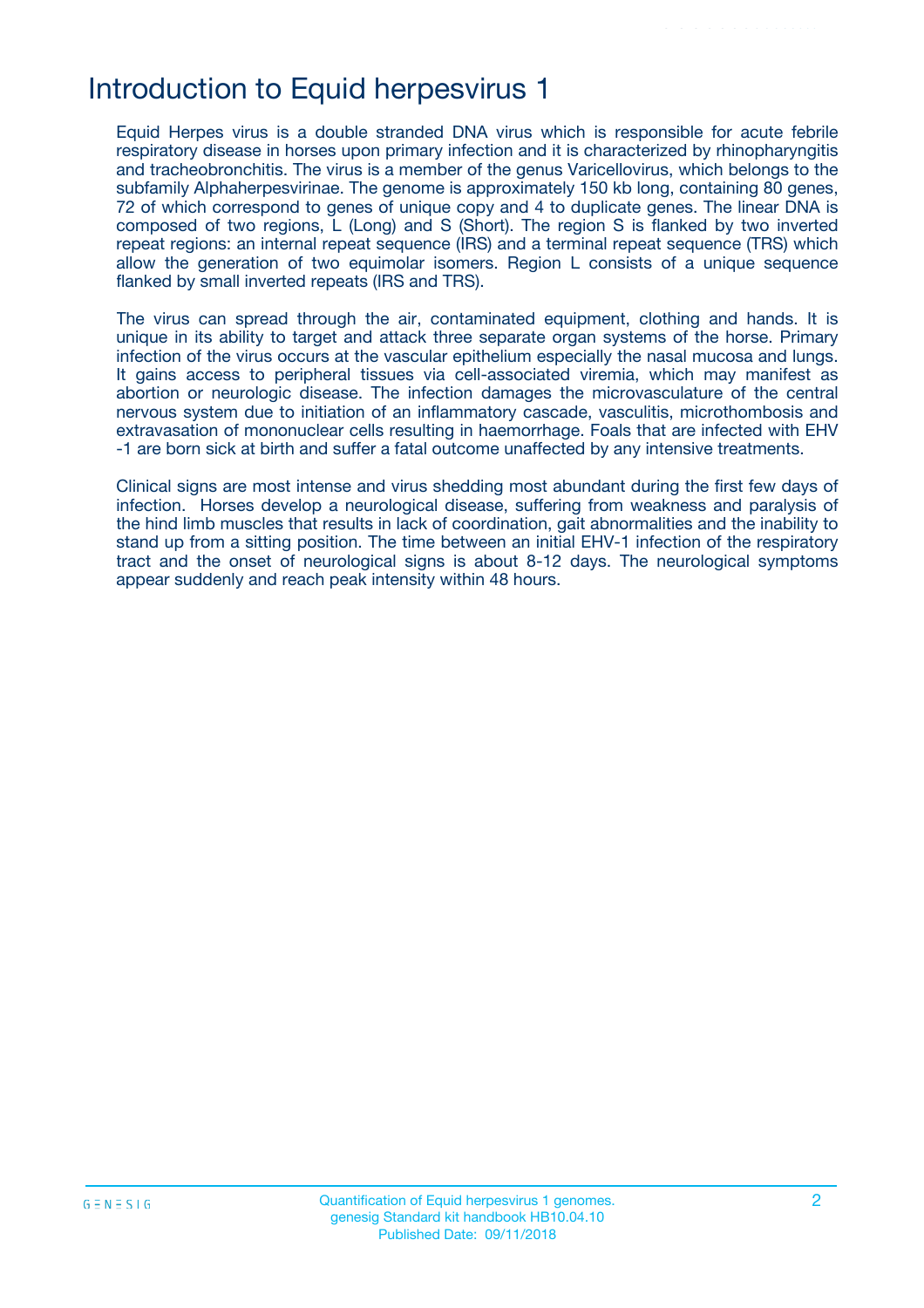# Introduction to Equid herpesvirus 1

Equid Herpes virus is a double stranded DNA virus which is responsible for acute febrile respiratory disease in horses upon primary infection and it is characterized by rhinopharyngitis and tracheobronchitis. The virus is a member of the genus Varicellovirus, which belongs to the subfamily Alphaherpesvirinae. The genome is approximately 150 kb long, containing 80 genes, 72 of which correspond to genes of unique copy and 4 to duplicate genes. The linear DNA is composed of two regions, L (Long) and S (Short). The region S is flanked by two inverted repeat regions: an internal repeat sequence (IRS) and a terminal repeat sequence (TRS) which allow the generation of two equimolar isomers. Region L consists of a unique sequence flanked by small inverted repeats (IRS and TRS).

The virus can spread through the air, contaminated equipment, clothing and hands. It is unique in its ability to target and attack three separate organ systems of the horse. Primary infection of the virus occurs at the vascular epithelium especially the nasal mucosa and lungs. It gains access to peripheral tissues via cell-associated viremia, which may manifest as abortion or neurologic disease. The infection damages the microvasculature of the central nervous system due to initiation of an inflammatory cascade, vasculitis, microthombosis and extravasation of mononuclear cells resulting in haemorrhage. Foals that are infected with EHV -1 are born sick at birth and suffer a fatal outcome unaffected by any intensive treatments.

Clinical signs are most intense and virus shedding most abundant during the first few days of infection. Horses develop a neurological disease, suffering from weakness and paralysis of the hind limb muscles that results in lack of coordination, gait abnormalities and the inability to stand up from a sitting position. The time between an initial EHV-1 infection of the respiratory tract and the onset of neurological signs is about 8-12 days. The neurological symptoms appear suddenly and reach peak intensity within 48 hours.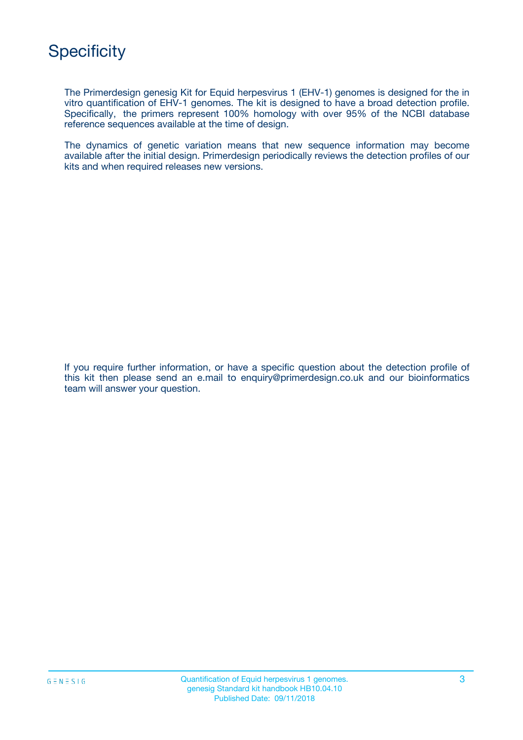# Specificity

The Primerdesign genesig Kit for Equid herpesvirus 1 (EHV-1) genomes is designed for the in vitro quantification of EHV-1 genomes. The kit is designed to have a broad detection profile. Specifically, the primers represent 100% homology with over 95% of the NCBI database reference sequences available at the time of design.

The dynamics of genetic variation means that new sequence information may become available after the initial design. Primerdesign periodically reviews the detection profiles of our kits and when required releases new versions.

If you require further information, or have a specific question about the detection profile of this kit then please send an e.mail to enquiry@primerdesign.co.uk and our bioinformatics team will answer your question.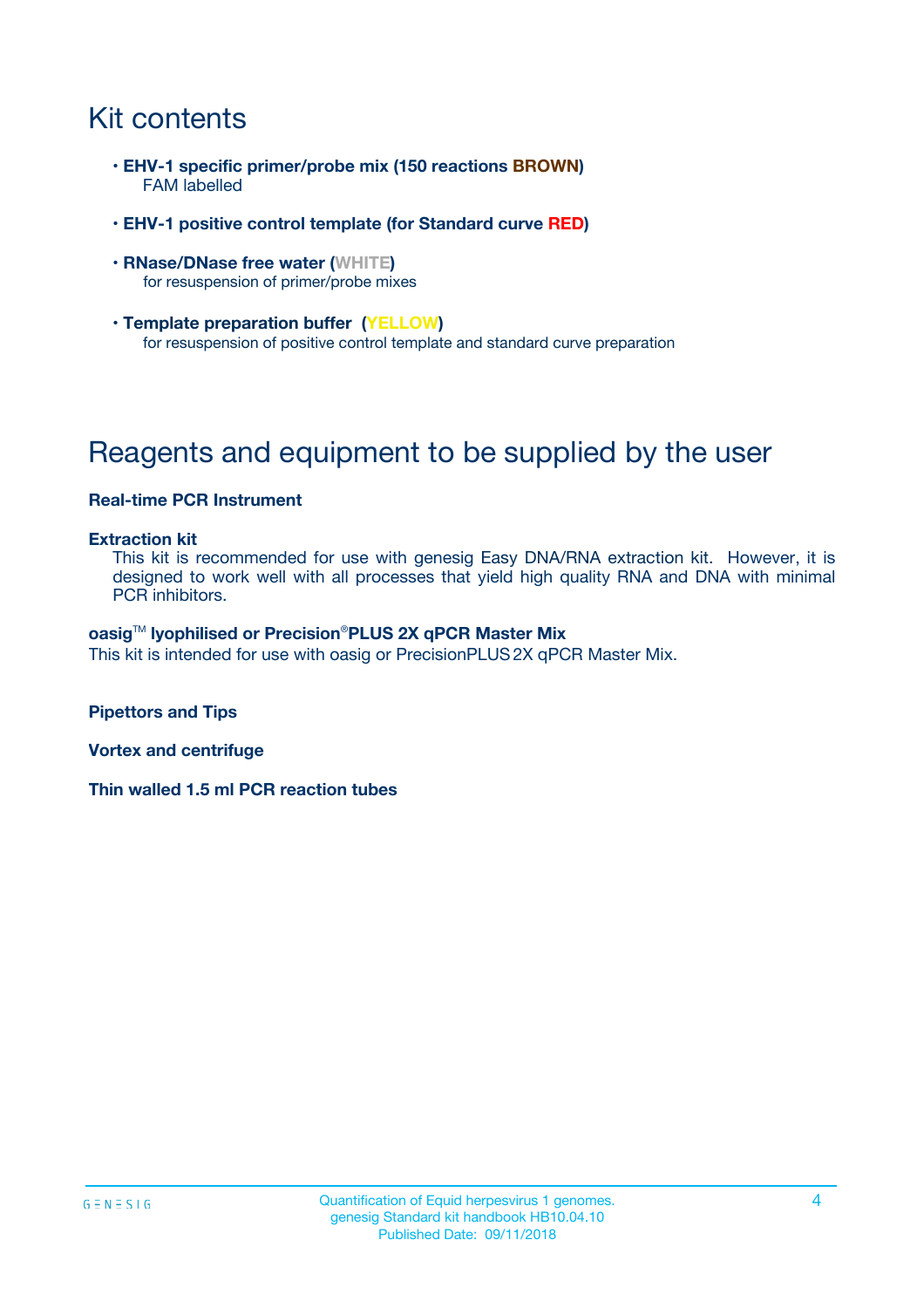# Kit contents

- **EHV-1 specific primer/probe mix (150 reactions BROWN)**
  FAM labelled
- **EHV-1 positive control template (for Standard curve RED)**
- **RNase/DNase free water (WHITE)**
  for resuspension of primer/probe mixes
- **Template preparation buffer (YELLOW)**
  for resuspension of positive control template and standard curve preparation

# Reagents and equipment to be supplied by the user

**Real-time PCR Instrument**

**Extraction kit**
This kit is recommended for use with genesig Easy DNA/RNA extraction kit. However, it is designed to work well with all processes that yield high quality RNA and DNA with minimal PCR inhibitors.

**oasig™ lyophilised or Precision®PLUS 2X qPCR Master Mix**
This kit is intended for use with oasig or PrecisionPLUS 2X qPCR Master Mix.

**Pipettors and Tips**

**Vortex and centrifuge**

**Thin walled 1.5 ml PCR reaction tubes**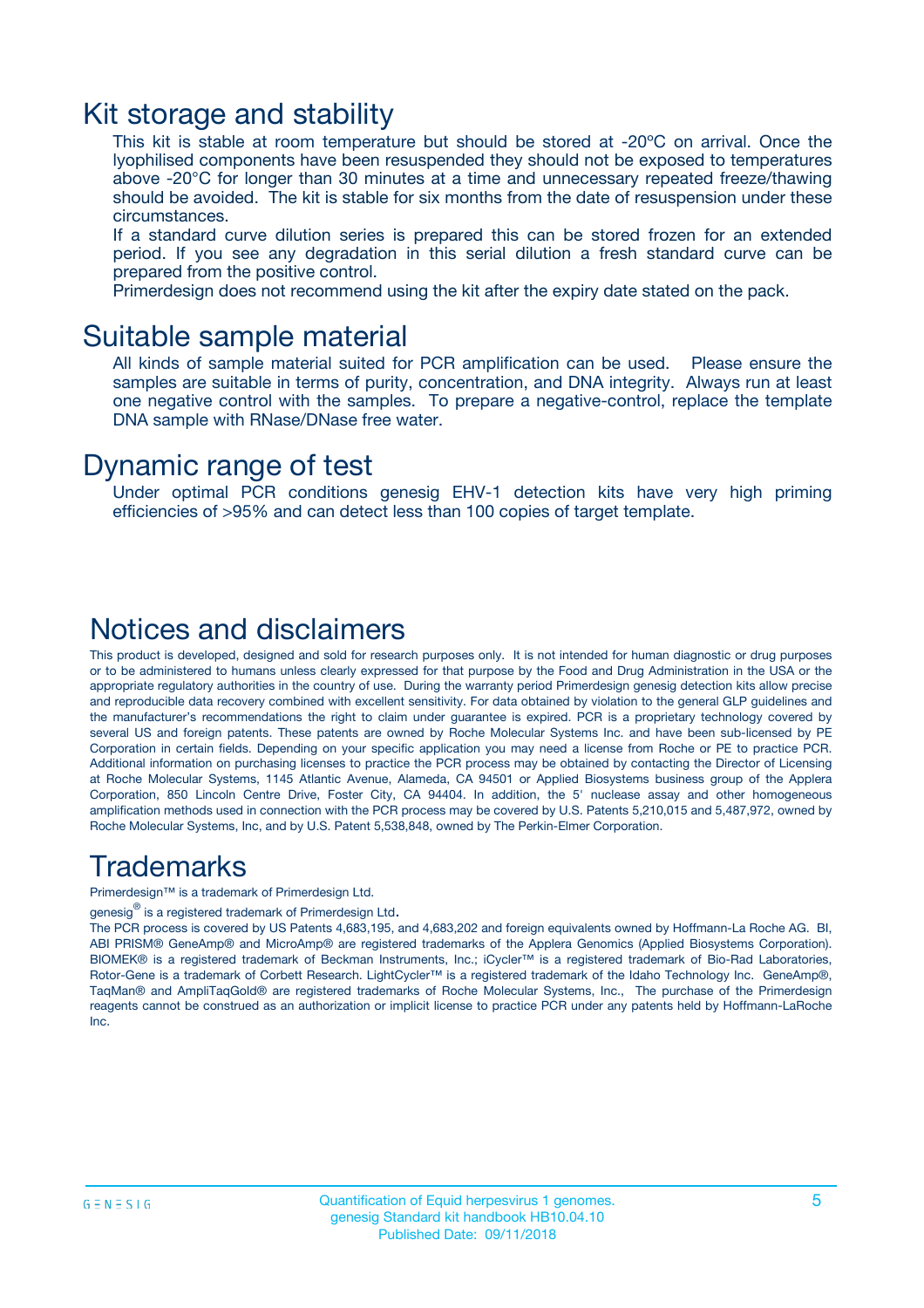# Kit storage and stability

This kit is stable at room temperature but should be stored at -20ºC on arrival. Once the lyophilised components have been resuspended they should not be exposed to temperatures above -20°C for longer than 30 minutes at a time and unnecessary repeated freeze/thawing should be avoided. The kit is stable for six months from the date of resuspension under these circumstances.

If a standard curve dilution series is prepared this can be stored frozen for an extended period. If you see any degradation in this serial dilution a fresh standard curve can be prepared from the positive control.

Primerdesign does not recommend using the kit after the expiry date stated on the pack.

# Suitable sample material

All kinds of sample material suited for PCR amplification can be used. Please ensure the samples are suitable in terms of purity, concentration, and DNA integrity. Always run at least one negative control with the samples. To prepare a negative-control, replace the template DNA sample with RNase/DNase free water.

# Dynamic range of test

Under optimal PCR conditions genesig EHV-1 detection kits have very high priming efficiencies of >95% and can detect less than 100 copies of target template.

# Notices and disclaimers

This product is developed, designed and sold for research purposes only. It is not intended for human diagnostic or drug purposes or to be administered to humans unless clearly expressed for that purpose by the Food and Drug Administration in the USA or the appropriate regulatory authorities in the country of use. During the warranty period Primerdesign genesig detection kits allow precise and reproducible data recovery combined with excellent sensitivity. For data obtained by violation to the general GLP guidelines and the manufacturer's recommendations the right to claim under guarantee is expired. PCR is a proprietary technology covered by several US and foreign patents. These patents are owned by Roche Molecular Systems Inc. and have been sub-licensed by PE Corporation in certain fields. Depending on your specific application you may need a license from Roche or PE to practice PCR. Additional information on purchasing licenses to practice the PCR process may be obtained by contacting the Director of Licensing at Roche Molecular Systems, 1145 Atlantic Avenue, Alameda, CA 94501 or Applied Biosystems business group of the Applera Corporation, 850 Lincoln Centre Drive, Foster City, CA 94404. In addition, the 5' nuclease assay and other homogeneous amplification methods used in connection with the PCR process may be covered by U.S. Patents 5,210,015 and 5,487,972, owned by Roche Molecular Systems, Inc, and by U.S. Patent 5,538,848, owned by The Perkin-Elmer Corporation.

# Trademarks

Primerdesign™ is a trademark of Primerdesign Ltd.

genesig® is a registered trademark of Primerdesign Ltd.

The PCR process is covered by US Patents 4,683,195, and 4,683,202 and foreign equivalents owned by Hoffmann-La Roche AG. BI, ABI PRISM® GeneAmp® and MicroAmp® are registered trademarks of the Applera Genomics (Applied Biosystems Corporation). BIOMEK® is a registered trademark of Beckman Instruments, Inc.; iCycler™ is a registered trademark of Bio-Rad Laboratories, Rotor-Gene is a trademark of Corbett Research. LightCycler™ is a registered trademark of the Idaho Technology Inc. GeneAmp®, TaqMan® and AmpliTaqGold® are registered trademarks of Roche Molecular Systems, Inc., The purchase of the Primerdesign reagents cannot be construed as an authorization or implicit license to practice PCR under any patents held by Hoffmann-LaRoche Inc.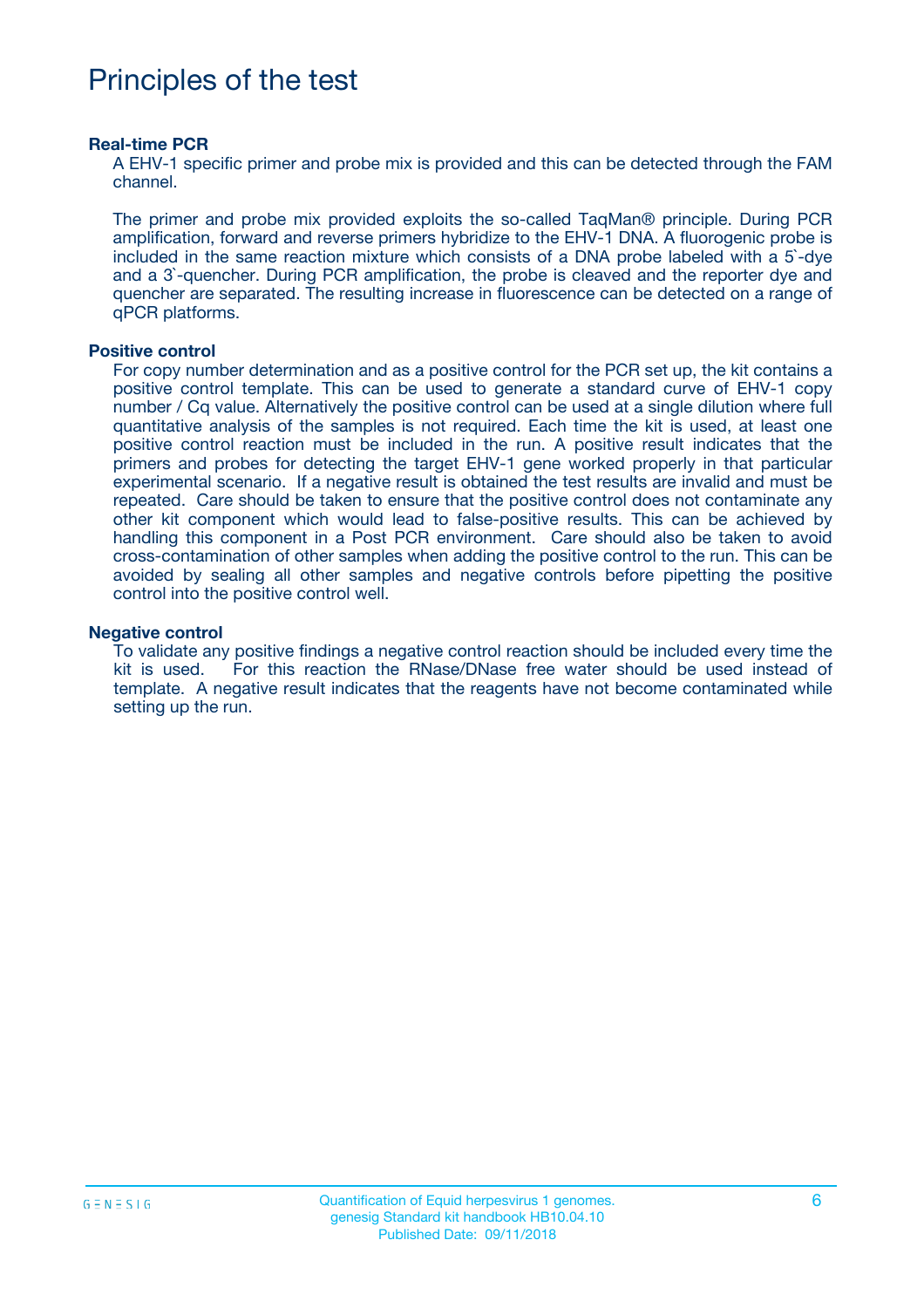# Principles of the test

**Real-time PCR**

A EHV-1 specific primer and probe mix is provided and this can be detected through the FAM channel.

The primer and probe mix provided exploits the so-called TaqMan® principle. During PCR amplification, forward and reverse primers hybridize to the EHV-1 DNA. A fluorogenic probe is included in the same reaction mixture which consists of a DNA probe labeled with a 5`-dye and a 3`-quencher. During PCR amplification, the probe is cleaved and the reporter dye and quencher are separated. The resulting increase in fluorescence can be detected on a range of qPCR platforms.

**Positive control**

For copy number determination and as a positive control for the PCR set up, the kit contains a positive control template. This can be used to generate a standard curve of EHV-1 copy number / Cq value. Alternatively the positive control can be used at a single dilution where full quantitative analysis of the samples is not required. Each time the kit is used, at least one positive control reaction must be included in the run. A positive result indicates that the primers and probes for detecting the target EHV-1 gene worked properly in that particular experimental scenario. If a negative result is obtained the test results are invalid and must be repeated. Care should be taken to ensure that the positive control does not contaminate any other kit component which would lead to false-positive results. This can be achieved by handling this component in a Post PCR environment. Care should also be taken to avoid cross-contamination of other samples when adding the positive control to the run. This can be avoided by sealing all other samples and negative controls before pipetting the positive control into the positive control well.

**Negative control**

To validate any positive findings a negative control reaction should be included every time the kit is used. For this reaction the RNase/DNase free water should be used instead of template. A negative result indicates that the reagents have not become contaminated while setting up the run.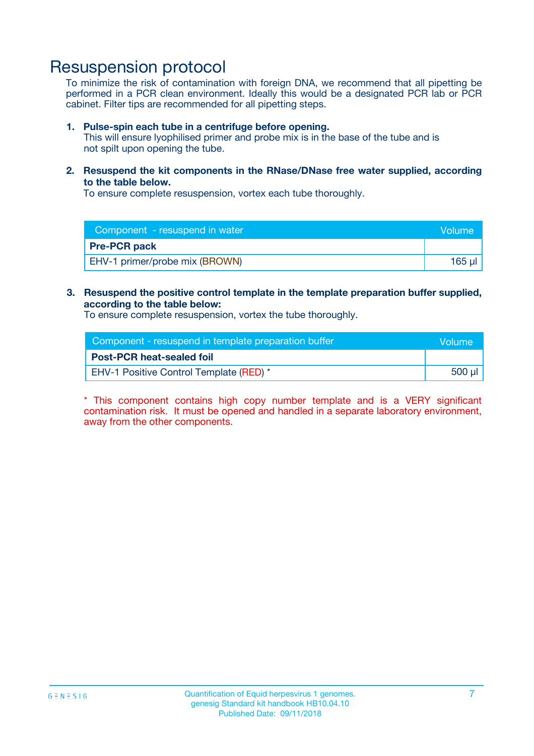# Resuspension protocol

To minimize the risk of contamination with foreign DNA, we recommend that all pipetting be performed in a PCR clean environment. Ideally this would be a designated PCR lab or PCR cabinet. Filter tips are recommended for all pipetting steps.

1. **Pulse-spin each tube in a centrifuge before opening.**
   This will ensure lyophilised primer and probe mix is in the base of the tube and is not spilt upon opening the tube.

2. **Resuspend the kit components in the RNase/DNase free water supplied, according to the table below.**
   To ensure complete resuspension, vortex each tube thoroughly.

| Component - resuspend in water | Volume |
|---|---|
| **Pre-PCR pack** | |
| EHV-1 primer/probe mix (BROWN) | 165 µl |

3. **Resuspend the positive control template in the template preparation buffer supplied, according to the table below:**
   To ensure complete resuspension, vortex the tube thoroughly.

| Component - resuspend in template preparation buffer | Volume |
|---|---|
| **Post-PCR heat-sealed foil** | |
| EHV-1 Positive Control Template (RED) * | 500 µl |

* This component contains high copy number template and is a VERY significant contamination risk. It must be opened and handled in a separate laboratory environment, away from the other components.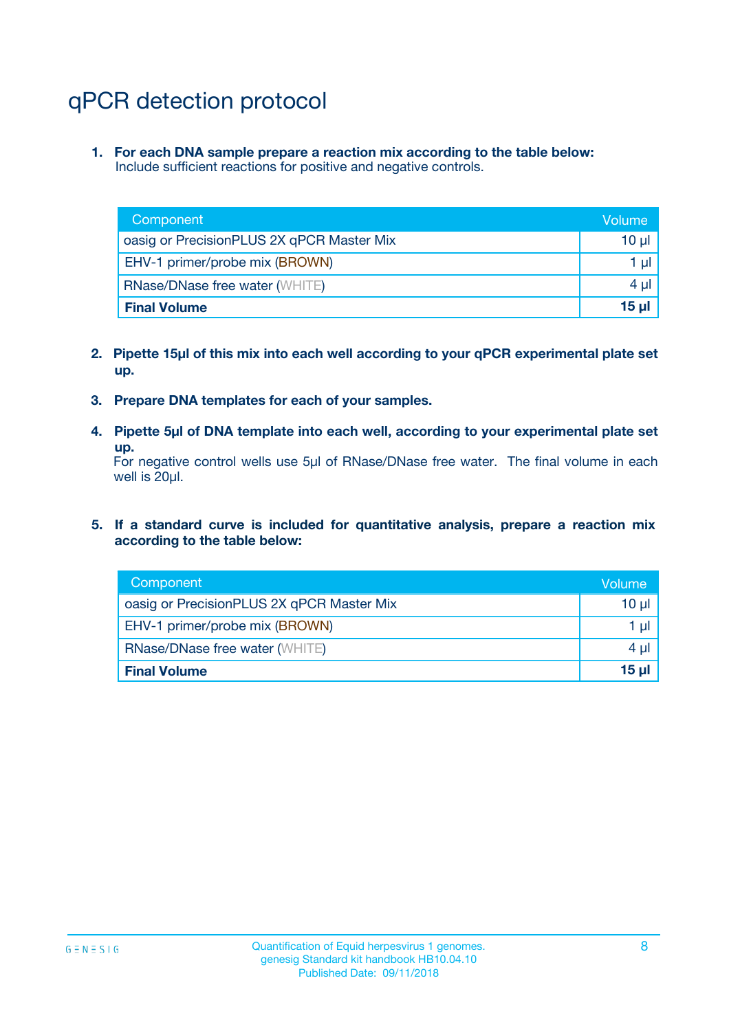# qPCR detection protocol

1. **For each DNA sample prepare a reaction mix according to the table below:**
   Include sufficient reactions for positive and negative controls.

| Component | Volume |
|---|---|
| oasig or PrecisionPLUS 2X qPCR Master Mix | 10 µl |
| EHV-1 primer/probe mix (BROWN) | 1 µl |
| RNase/DNase free water (WHITE) | 4 µl |
| **Final Volume** | **15 µl** |

2. **Pipette 15µl of this mix into each well according to your qPCR experimental plate set up.**

3. **Prepare DNA templates for each of your samples.**

4. **Pipette 5µl of DNA template into each well, according to your experimental plate set up.**
   For negative control wells use 5µl of RNase/DNase free water. The final volume in each well is 20µl.

5. **If a standard curve is included for quantitative analysis, prepare a reaction mix according to the table below:**

| Component | Volume |
|---|---|
| oasig or PrecisionPLUS 2X qPCR Master Mix | 10 µl |
| EHV-1 primer/probe mix (BROWN) | 1 µl |
| RNase/DNase free water (WHITE) | 4 µl |
| **Final Volume** | **15 µl** |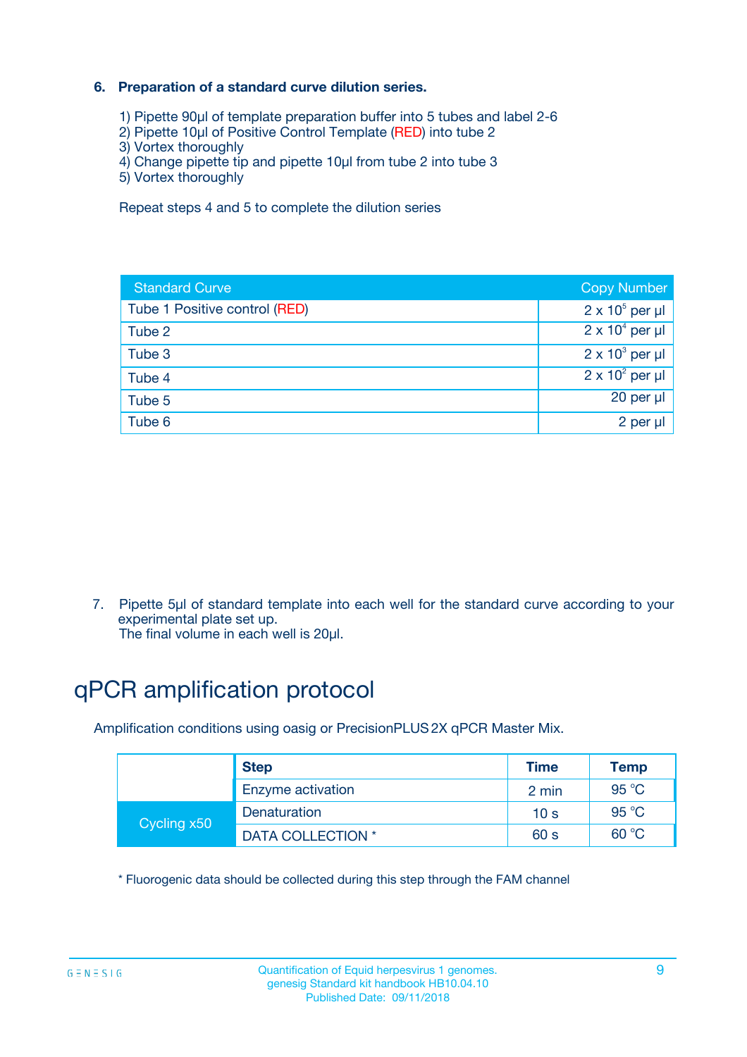**6. Preparation of a standard curve dilution series.**

1) Pipette 90µl of template preparation buffer into 5 tubes and label 2-6
2) Pipette 10µl of Positive Control Template (RED) into tube 2
3) Vortex thoroughly
4) Change pipette tip and pipette 10µl from tube 2 into tube 3
5) Vortex thoroughly

Repeat steps 4 and 5 to complete the dilution series

| Standard Curve | Copy Number |
|---|---|
| Tube 1 Positive control (RED) | $2 \times 10^5$ per µl |
| Tube 2 | $2 \times 10^4$ per µl |
| Tube 3 | $2 \times 10^3$ per µl |
| Tube 4 | $2 \times 10^2$ per µl |
| Tube 5 | 20 per µl |
| Tube 6 | 2 per µl |

7. Pipette 5µl of standard template into each well for the standard curve according to your experimental plate set up.
The final volume in each well is 20µl.

# qPCR amplification protocol

Amplification conditions using oasig or PrecisionPLUS 2X qPCR Master Mix.

| | Step | Time | Temp |
|---|---|---|---|
| | Enzyme activation | 2 min | 95 °C |
| Cycling x50 | Denaturation | 10 s | 95 °C |
| | DATA COLLECTION * | 60 s | 60 °C |

* Fluorogenic data should be collected during this step through the FAM channel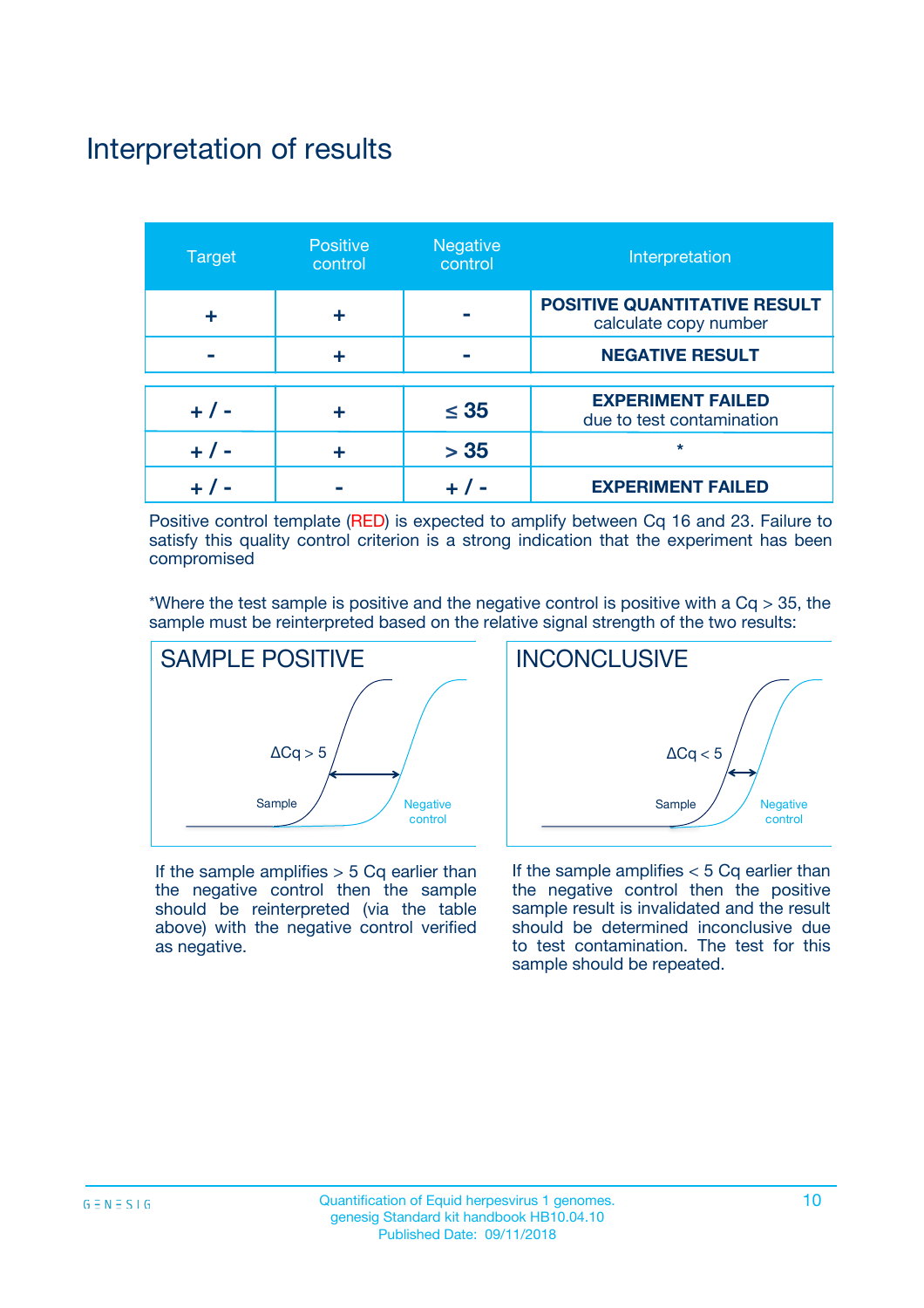# Interpretation of results

| Target | Positive control | Negative control | Interpretation |
|---|---|---|---|
| + | + | - | **POSITIVE QUANTITATIVE RESULT** calculate copy number |
| - | + | - | **NEGATIVE RESULT** |
| + / - | + | ≤ 35 | **EXPERIMENT FAILED** due to test contamination |
| + / - | + | > 35 | * |
| + / - | - | + / - | **EXPERIMENT FAILED** |

Positive control template (RED) is expected to amplify between Cq 16 and 23. Failure to satisfy this quality control criterion is a strong indication that the experiment has been compromised

*Where the test sample is positive and the negative control is positive with a Cq > 35, the sample must be reinterpreted based on the relative signal strength of the two results:

SAMPLE POSITIVE

ΔCq > 5

Sample

Negative control

If the sample amplifies > 5 Cq earlier than the negative control then the sample should be reinterpreted (via the table above) with the negative control verified as negative.

INCONCLUSIVE

ΔCq < 5

Sample

Negative control

If the sample amplifies < 5 Cq earlier than the negative control then the positive sample result is invalidated and the result should be determined inconclusive due to test contamination. The test for this sample should be repeated.